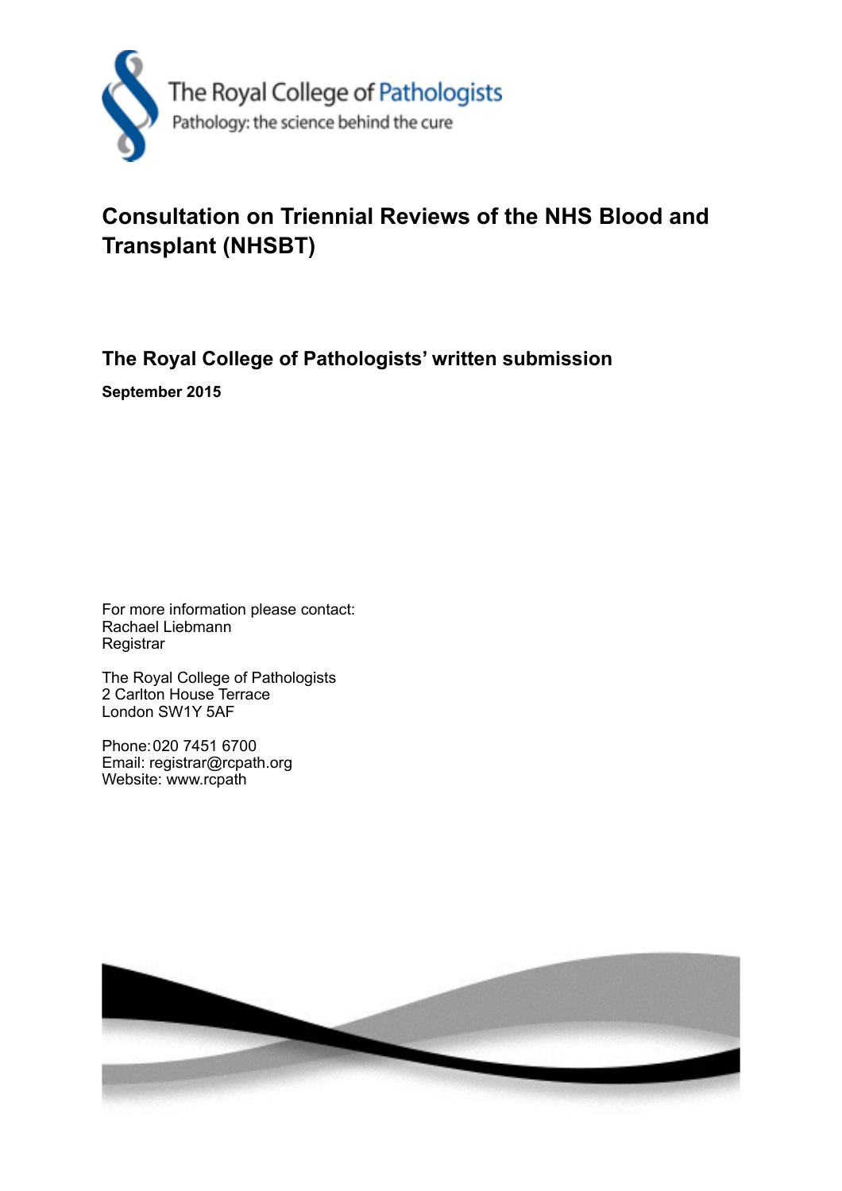The Royal College of Pathologists
Pathology: the science behind the cure

# Consultation on Triennial Reviews of the NHS Blood and Transplant (NHSBT)

## The Royal College of Pathologists' written submission

**September 2015**

For more information please contact:
Rachael Liebmann
Registrar

The Royal College of Pathologists
2 Carlton House Terrace
London SW1Y 5AF

Phone: 020 7451 6700
Email: registrar@rcpath.org
Website: www.rcpath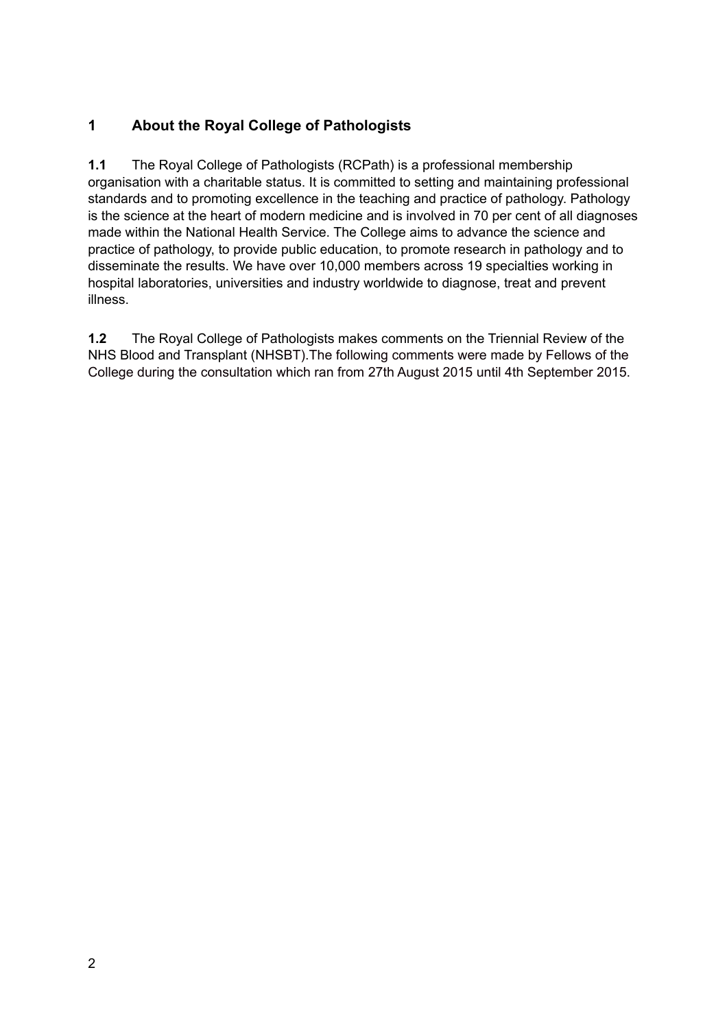## 1 About the Royal College of Pathologists

**1.1** The Royal College of Pathologists (RCPath) is a professional membership organisation with a charitable status. It is committed to setting and maintaining professional standards and to promoting excellence in the teaching and practice of pathology. Pathology is the science at the heart of modern medicine and is involved in 70 per cent of all diagnoses made within the National Health Service. The College aims to advance the science and practice of pathology, to provide public education, to promote research in pathology and to disseminate the results. We have over 10,000 members across 19 specialties working in hospital laboratories, universities and industry worldwide to diagnose, treat and prevent illness.

**1.2** The Royal College of Pathologists makes comments on the Triennial Review of the NHS Blood and Transplant (NHSBT).The following comments were made by Fellows of the College during the consultation which ran from 27th August 2015 until 4th September 2015.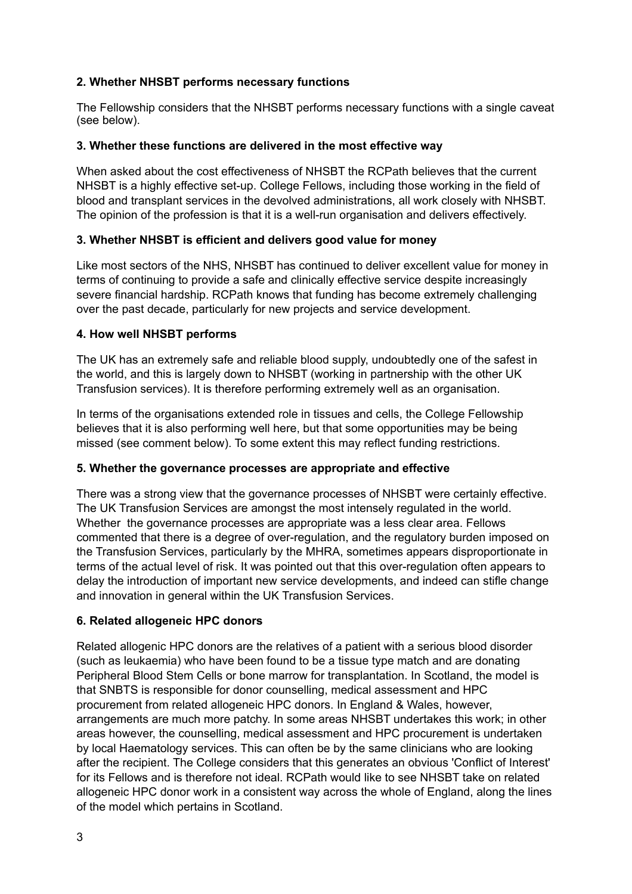### 2. Whether NHSBT performs necessary functions

The Fellowship considers that the NHSBT performs necessary functions with a single caveat (see below).

### 3. Whether these functions are delivered in the most effective way

When asked about the cost effectiveness of NHSBT the RCPath believes that the current NHSBT is a highly effective set-up. College Fellows, including those working in the field of blood and transplant services in the devolved administrations, all work closely with NHSBT. The opinion of the profession is that it is a well-run organisation and delivers effectively.

### 3. Whether NHSBT is efficient and delivers good value for money

Like most sectors of the NHS, NHSBT has continued to deliver excellent value for money in terms of continuing to provide a safe and clinically effective service despite increasingly severe financial hardship. RCPath knows that funding has become extremely challenging over the past decade, particularly for new projects and service development.

### 4. How well NHSBT performs

The UK has an extremely safe and reliable blood supply, undoubtedly one of the safest in the world, and this is largely down to NHSBT (working in partnership with the other UK Transfusion services). It is therefore performing extremely well as an organisation.

In terms of the organisations extended role in tissues and cells, the College Fellowship believes that it is also performing well here, but that some opportunities may be being missed (see comment below). To some extent this may reflect funding restrictions.

### 5. Whether the governance processes are appropriate and effective

There was a strong view that the governance processes of NHSBT were certainly effective. The UK Transfusion Services are amongst the most intensely regulated in the world. Whether the governance processes are appropriate was a less clear area. Fellows commented that there is a degree of over-regulation, and the regulatory burden imposed on the Transfusion Services, particularly by the MHRA, sometimes appears disproportionate in terms of the actual level of risk. It was pointed out that this over-regulation often appears to delay the introduction of important new service developments, and indeed can stifle change and innovation in general within the UK Transfusion Services.

### 6. Related allogeneic HPC donors

Related allogenic HPC donors are the relatives of a patient with a serious blood disorder (such as leukaemia) who have been found to be a tissue type match and are donating Peripheral Blood Stem Cells or bone marrow for transplantation. In Scotland, the model is that SNBTS is responsible for donor counselling, medical assessment and HPC procurement from related allogeneic HPC donors. In England & Wales, however, arrangements are much more patchy. In some areas NHSBT undertakes this work; in other areas however, the counselling, medical assessment and HPC procurement is undertaken by local Haematology services. This can often be by the same clinicians who are looking after the recipient. The College considers that this generates an obvious 'Conflict of Interest' for its Fellows and is therefore not ideal. RCPath would like to see NHSBT take on related allogeneic HPC donor work in a consistent way across the whole of England, along the lines of the model which pertains in Scotland.